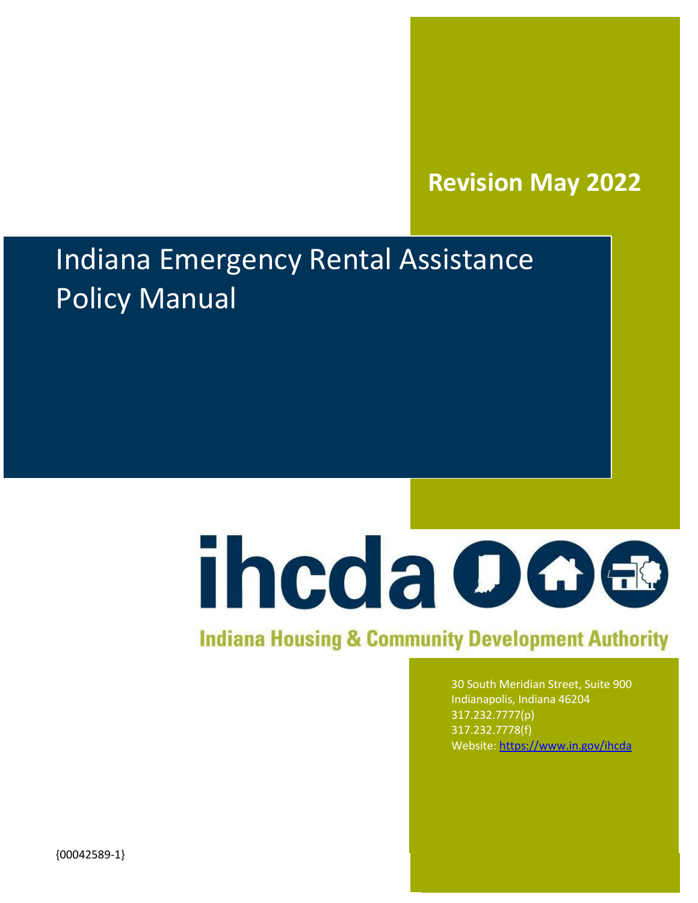**Revision May 2022**

# Indiana Emergency Rental Assistance Policy Manual

ihcda

Indiana Housing & Community Development Authority

30 South Meridian Street, Suite 900
Indianapolis, Indiana 46204
317.232.7777(p)
317.232.7778(f)
Website: [https://www.in.gov/ihcda](https://www.in.gov/ihcda)

{00042589-1}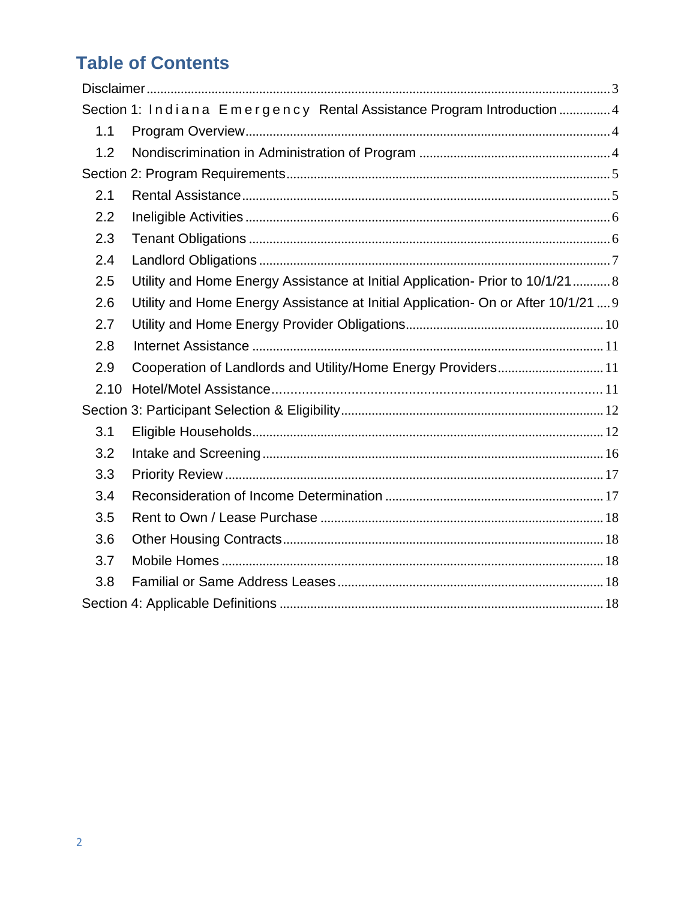# Table of Contents

Disclaimer ..... 3

Section 1: Indiana Emergency Rental Assistance Program Introduction ..... 4

- 1.1 Program Overview ..... 4
- 1.2 Nondiscrimination in Administration of Program ..... 4

Section 2: Program Requirements ..... 5

- 2.1 Rental Assistance ..... 5
- 2.2 Ineligible Activities ..... 6
- 2.3 Tenant Obligations ..... 6
- 2.4 Landlord Obligations ..... 7
- 2.5 Utility and Home Energy Assistance at Initial Application- Prior to 10/1/21 ..... 8
- 2.6 Utility and Home Energy Assistance at Initial Application- On or After 10/1/21 ..... 9
- 2.7 Utility and Home Energy Provider Obligations ..... 10
- 2.8 Internet Assistance ..... 11
- 2.9 Cooperation of Landlords and Utility/Home Energy Providers ..... 11
- 2.10 Hotel/Motel Assistance ..... 11

Section 3: Participant Selection & Eligibility ..... 12

- 3.1 Eligible Households ..... 12
- 3.2 Intake and Screening ..... 16
- 3.3 Priority Review ..... 17
- 3.4 Reconsideration of Income Determination ..... 17
- 3.5 Rent to Own / Lease Purchase ..... 18
- 3.6 Other Housing Contracts ..... 18
- 3.7 Mobile Homes ..... 18
- 3.8 Familial or Same Address Leases ..... 18

Section 4: Applicable Definitions ..... 18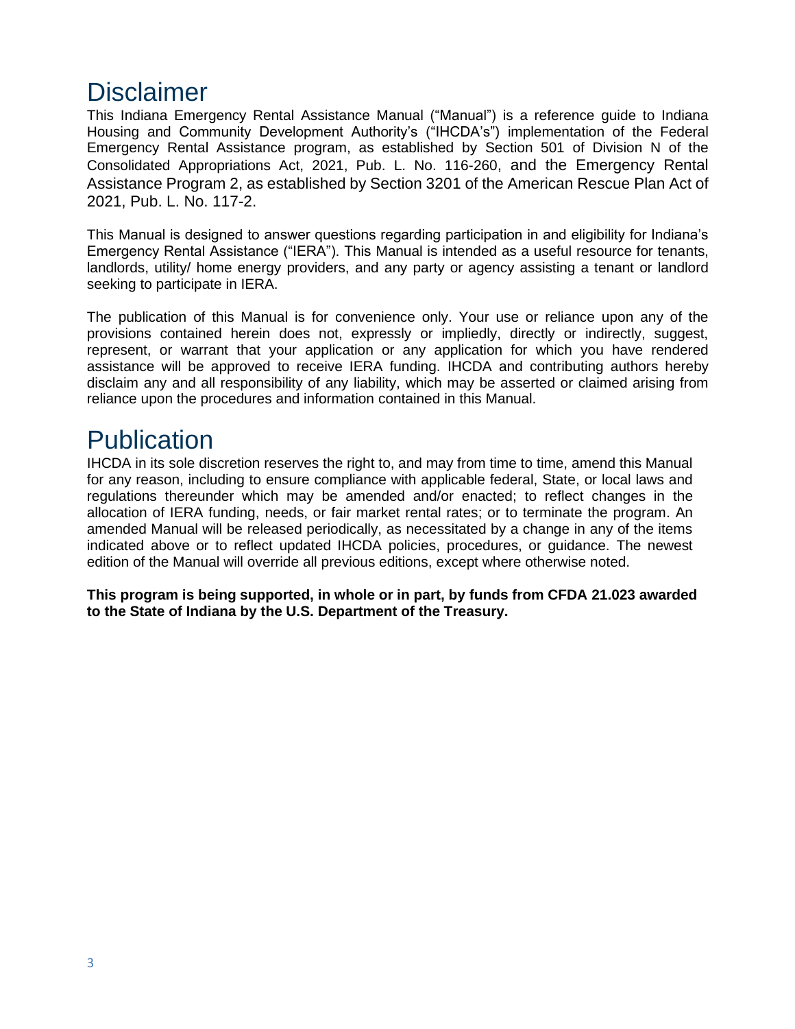# Disclaimer

This Indiana Emergency Rental Assistance Manual ("Manual") is a reference guide to Indiana Housing and Community Development Authority's ("IHCDA's") implementation of the Federal Emergency Rental Assistance program, as established by Section 501 of Division N of the Consolidated Appropriations Act, 2021, Pub. L. No. 116-260, and the Emergency Rental Assistance Program 2, as established by Section 3201 of the American Rescue Plan Act of 2021, Pub. L. No. 117-2.

This Manual is designed to answer questions regarding participation in and eligibility for Indiana's Emergency Rental Assistance ("IERA"). This Manual is intended as a useful resource for tenants, landlords, utility/ home energy providers, and any party or agency assisting a tenant or landlord seeking to participate in IERA.

The publication of this Manual is for convenience only. Your use or reliance upon any of the provisions contained herein does not, expressly or impliedly, directly or indirectly, suggest, represent, or warrant that your application or any application for which you have rendered assistance will be approved to receive IERA funding. IHCDA and contributing authors hereby disclaim any and all responsibility of any liability, which may be asserted or claimed arising from reliance upon the procedures and information contained in this Manual.

# Publication

IHCDA in its sole discretion reserves the right to, and may from time to time, amend this Manual for any reason, including to ensure compliance with applicable federal, State, or local laws and regulations thereunder which may be amended and/or enacted; to reflect changes in the allocation of IERA funding, needs, or fair market rental rates; or to terminate the program. An amended Manual will be released periodically, as necessitated by a change in any of the items indicated above or to reflect updated IHCDA policies, procedures, or guidance. The newest edition of the Manual will override all previous editions, except where otherwise noted.

**This program is being supported, in whole or in part, by funds from CFDA 21.023 awarded to the State of Indiana by the U.S. Department of the Treasury.**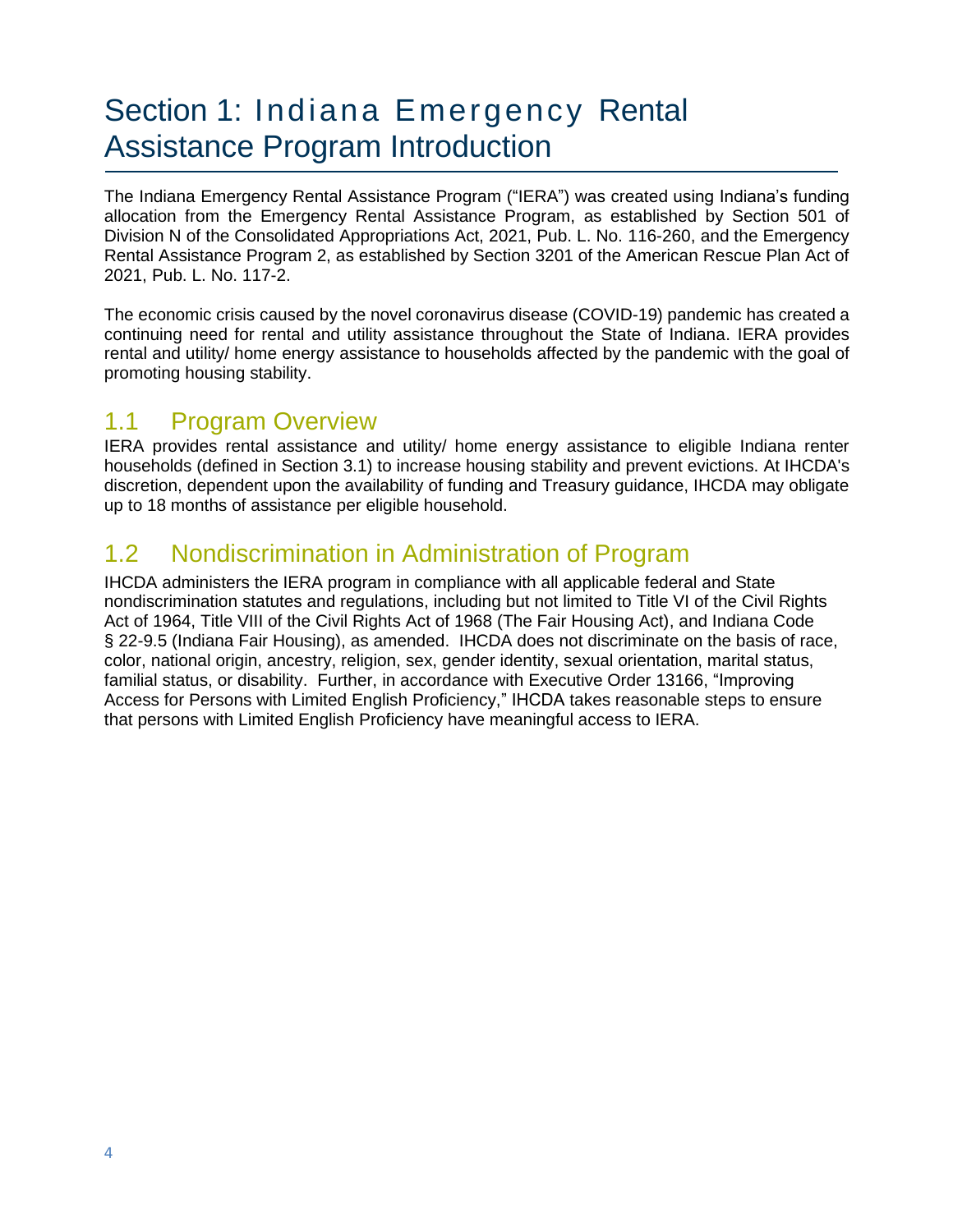# Section 1: Indiana Emergency Rental Assistance Program Introduction

The Indiana Emergency Rental Assistance Program ("IERA") was created using Indiana's funding allocation from the Emergency Rental Assistance Program, as established by Section 501 of Division N of the Consolidated Appropriations Act, 2021, Pub. L. No. 116-260, and the Emergency Rental Assistance Program 2, as established by Section 3201 of the American Rescue Plan Act of 2021, Pub. L. No. 117-2.

The economic crisis caused by the novel coronavirus disease (COVID-19) pandemic has created a continuing need for rental and utility assistance throughout the State of Indiana. IERA provides rental and utility/ home energy assistance to households affected by the pandemic with the goal of promoting housing stability.

## 1.1 Program Overview

IERA provides rental assistance and utility/ home energy assistance to eligible Indiana renter households (defined in Section 3.1) to increase housing stability and prevent evictions. At IHCDA's discretion, dependent upon the availability of funding and Treasury guidance, IHCDA may obligate up to 18 months of assistance per eligible household.

## 1.2 Nondiscrimination in Administration of Program

IHCDA administers the IERA program in compliance with all applicable federal and State nondiscrimination statutes and regulations, including but not limited to Title VI of the Civil Rights Act of 1964, Title VIII of the Civil Rights Act of 1968 (The Fair Housing Act), and Indiana Code § 22-9.5 (Indiana Fair Housing), as amended. IHCDA does not discriminate on the basis of race, color, national origin, ancestry, religion, sex, gender identity, sexual orientation, marital status, familial status, or disability. Further, in accordance with Executive Order 13166, "Improving Access for Persons with Limited English Proficiency," IHCDA takes reasonable steps to ensure that persons with Limited English Proficiency have meaningful access to IERA.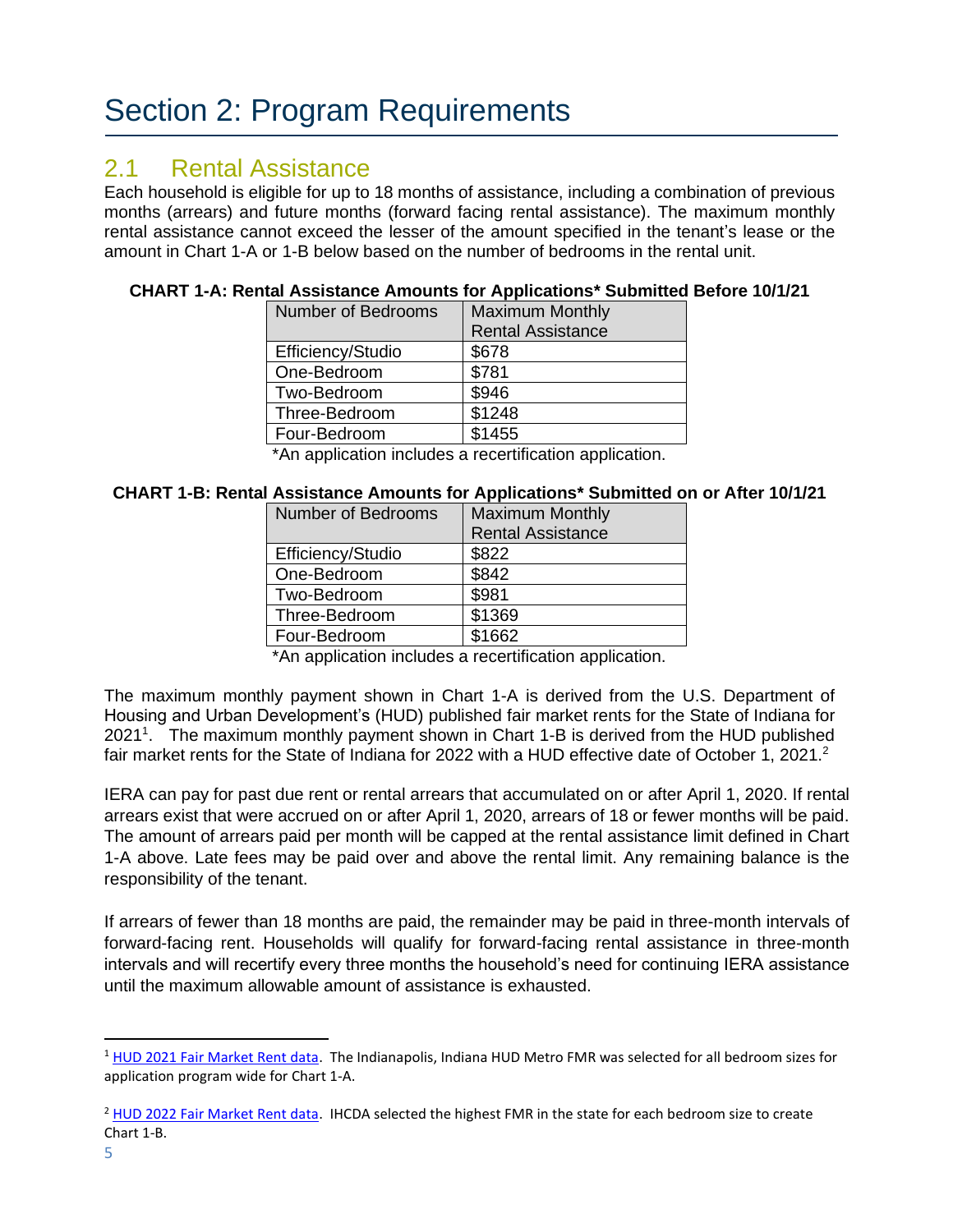# Section 2: Program Requirements

## 2.1 Rental Assistance

Each household is eligible for up to 18 months of assistance, including a combination of previous months (arrears) and future months (forward facing rental assistance). The maximum monthly rental assistance cannot exceed the lesser of the amount specified in the tenant's lease or the amount in Chart 1-A or 1-B below based on the number of bedrooms in the rental unit.

**CHART 1-A: Rental Assistance Amounts for Applications* Submitted Before 10/1/21**

| Number of Bedrooms | Maximum Monthly Rental Assistance |
|---|---|
| Efficiency/Studio | $678 |
| One-Bedroom | $781 |
| Two-Bedroom | $946 |
| Three-Bedroom | $1248 |
| Four-Bedroom | $1455 |

*An application includes a recertification application.

**CHART 1-B: Rental Assistance Amounts for Applications* Submitted on or After 10/1/21**

| Number of Bedrooms | Maximum Monthly Rental Assistance |
|---|---|
| Efficiency/Studio | $822 |
| One-Bedroom | $842 |
| Two-Bedroom | $981 |
| Three-Bedroom | $1369 |
| Four-Bedroom | $1662 |

*An application includes a recertification application.

The maximum monthly payment shown in Chart 1-A is derived from the U.S. Department of Housing and Urban Development's (HUD) published fair market rents for the State of Indiana for 2021[1]. The maximum monthly payment shown in Chart 1-B is derived from the HUD published fair market rents for the State of Indiana for 2022 with a HUD effective date of October 1, 2021.[2]

IERA can pay for past due rent or rental arrears that accumulated on or after April 1, 2020. If rental arrears exist that were accrued on or after April 1, 2020, arrears of 18 or fewer months will be paid. The amount of arrears paid per month will be capped at the rental assistance limit defined in Chart 1-A above. Late fees may be paid over and above the rental limit. Any remaining balance is the responsibility of the tenant.

If arrears of fewer than 18 months are paid, the remainder may be paid in three-month intervals of forward-facing rent. Households will qualify for forward-facing rental assistance in three-month intervals and will recertify every three months the household's need for continuing IERA assistance until the maximum allowable amount of assistance is exhausted.

---

[1] HUD 2021 Fair Market Rent data. The Indianapolis, Indiana HUD Metro FMR was selected for all bedroom sizes for application program wide for Chart 1-A.

[2] HUD 2022 Fair Market Rent data. IHCDA selected the highest FMR in the state for each bedroom size to create Chart 1-B.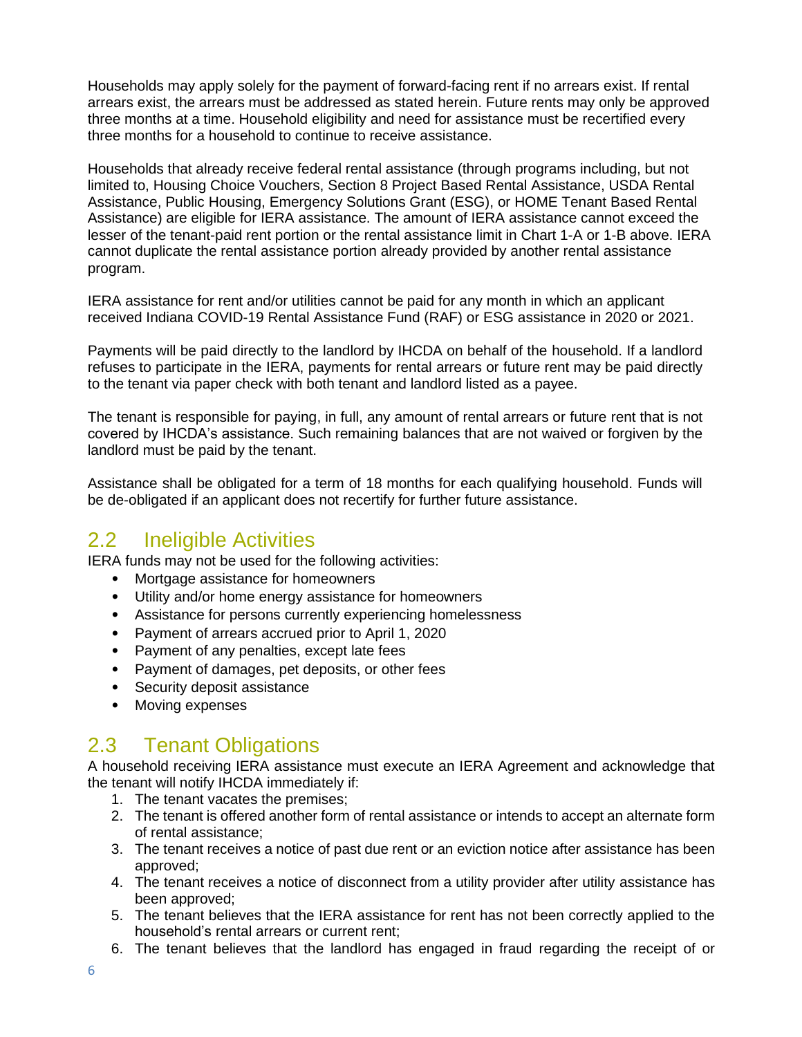Households may apply solely for the payment of forward-facing rent if no arrears exist. If rental arrears exist, the arrears must be addressed as stated herein. Future rents may only be approved three months at a time. Household eligibility and need for assistance must be recertified every three months for a household to continue to receive assistance.

Households that already receive federal rental assistance (through programs including, but not limited to, Housing Choice Vouchers, Section 8 Project Based Rental Assistance, USDA Rental Assistance, Public Housing, Emergency Solutions Grant (ESG), or HOME Tenant Based Rental Assistance) are eligible for IERA assistance. The amount of IERA assistance cannot exceed the lesser of the tenant-paid rent portion or the rental assistance limit in Chart 1-A or 1-B above. IERA cannot duplicate the rental assistance portion already provided by another rental assistance program.

IERA assistance for rent and/or utilities cannot be paid for any month in which an applicant received Indiana COVID-19 Rental Assistance Fund (RAF) or ESG assistance in 2020 or 2021.

Payments will be paid directly to the landlord by IHCDA on behalf of the household. If a landlord refuses to participate in the IERA, payments for rental arrears or future rent may be paid directly to the tenant via paper check with both tenant and landlord listed as a payee.

The tenant is responsible for paying, in full, any amount of rental arrears or future rent that is not covered by IHCDA's assistance. Such remaining balances that are not waived or forgiven by the landlord must be paid by the tenant.

Assistance shall be obligated for a term of 18 months for each qualifying household. Funds will be de-obligated if an applicant does not recertify for further future assistance.

## 2.2 Ineligible Activities

IERA funds may not be used for the following activities:

- Mortgage assistance for homeowners
- Utility and/or home energy assistance for homeowners
- Assistance for persons currently experiencing homelessness
- Payment of arrears accrued prior to April 1, 2020
- Payment of any penalties, except late fees
- Payment of damages, pet deposits, or other fees
- Security deposit assistance
- Moving expenses

## 2.3 Tenant Obligations

A household receiving IERA assistance must execute an IERA Agreement and acknowledge that the tenant will notify IHCDA immediately if:

1. The tenant vacates the premises;
2. The tenant is offered another form of rental assistance or intends to accept an alternate form of rental assistance;
3. The tenant receives a notice of past due rent or an eviction notice after assistance has been approved;
4. The tenant receives a notice of disconnect from a utility provider after utility assistance has been approved;
5. The tenant believes that the IERA assistance for rent has not been correctly applied to the household's rental arrears or current rent;
6. The tenant believes that the landlord has engaged in fraud regarding the receipt of or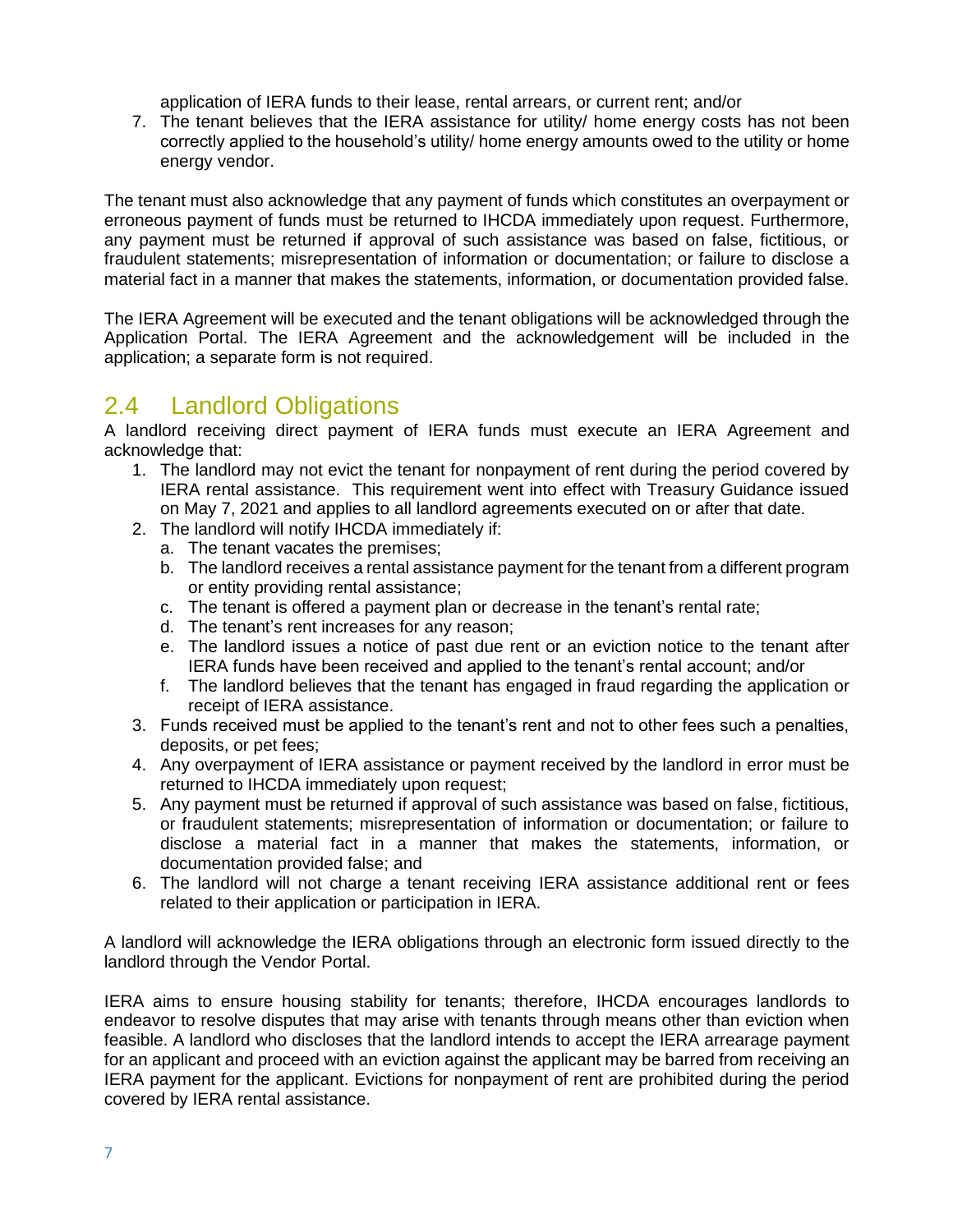application of IERA funds to their lease, rental arrears, or current rent; and/or

7. The tenant believes that the IERA assistance for utility/ home energy costs has not been correctly applied to the household's utility/ home energy amounts owed to the utility or home energy vendor.

The tenant must also acknowledge that any payment of funds which constitutes an overpayment or erroneous payment of funds must be returned to IHCDA immediately upon request. Furthermore, any payment must be returned if approval of such assistance was based on false, fictitious, or fraudulent statements; misrepresentation of information or documentation; or failure to disclose a material fact in a manner that makes the statements, information, or documentation provided false.

The IERA Agreement will be executed and the tenant obligations will be acknowledged through the Application Portal. The IERA Agreement and the acknowledgement will be included in the application; a separate form is not required.

## 2.4 Landlord Obligations

A landlord receiving direct payment of IERA funds must execute an IERA Agreement and acknowledge that:

1. The landlord may not evict the tenant for nonpayment of rent during the period covered by IERA rental assistance. This requirement went into effect with Treasury Guidance issued on May 7, 2021 and applies to all landlord agreements executed on or after that date.
2. The landlord will notify IHCDA immediately if:
   a. The tenant vacates the premises;
   b. The landlord receives a rental assistance payment for the tenant from a different program or entity providing rental assistance;
   c. The tenant is offered a payment plan or decrease in the tenant's rental rate;
   d. The tenant's rent increases for any reason;
   e. The landlord issues a notice of past due rent or an eviction notice to the tenant after IERA funds have been received and applied to the tenant's rental account; and/or
   f. The landlord believes that the tenant has engaged in fraud regarding the application or receipt of IERA assistance.
3. Funds received must be applied to the tenant's rent and not to other fees such a penalties, deposits, or pet fees;
4. Any overpayment of IERA assistance or payment received by the landlord in error must be returned to IHCDA immediately upon request;
5. Any payment must be returned if approval of such assistance was based on false, fictitious, or fraudulent statements; misrepresentation of information or documentation; or failure to disclose a material fact in a manner that makes the statements, information, or documentation provided false; and
6. The landlord will not charge a tenant receiving IERA assistance additional rent or fees related to their application or participation in IERA.

A landlord will acknowledge the IERA obligations through an electronic form issued directly to the landlord through the Vendor Portal.

IERA aims to ensure housing stability for tenants; therefore, IHCDA encourages landlords to endeavor to resolve disputes that may arise with tenants through means other than eviction when feasible. A landlord who discloses that the landlord intends to accept the IERA arrearage payment for an applicant and proceed with an eviction against the applicant may be barred from receiving an IERA payment for the applicant. Evictions for nonpayment of rent are prohibited during the period covered by IERA rental assistance.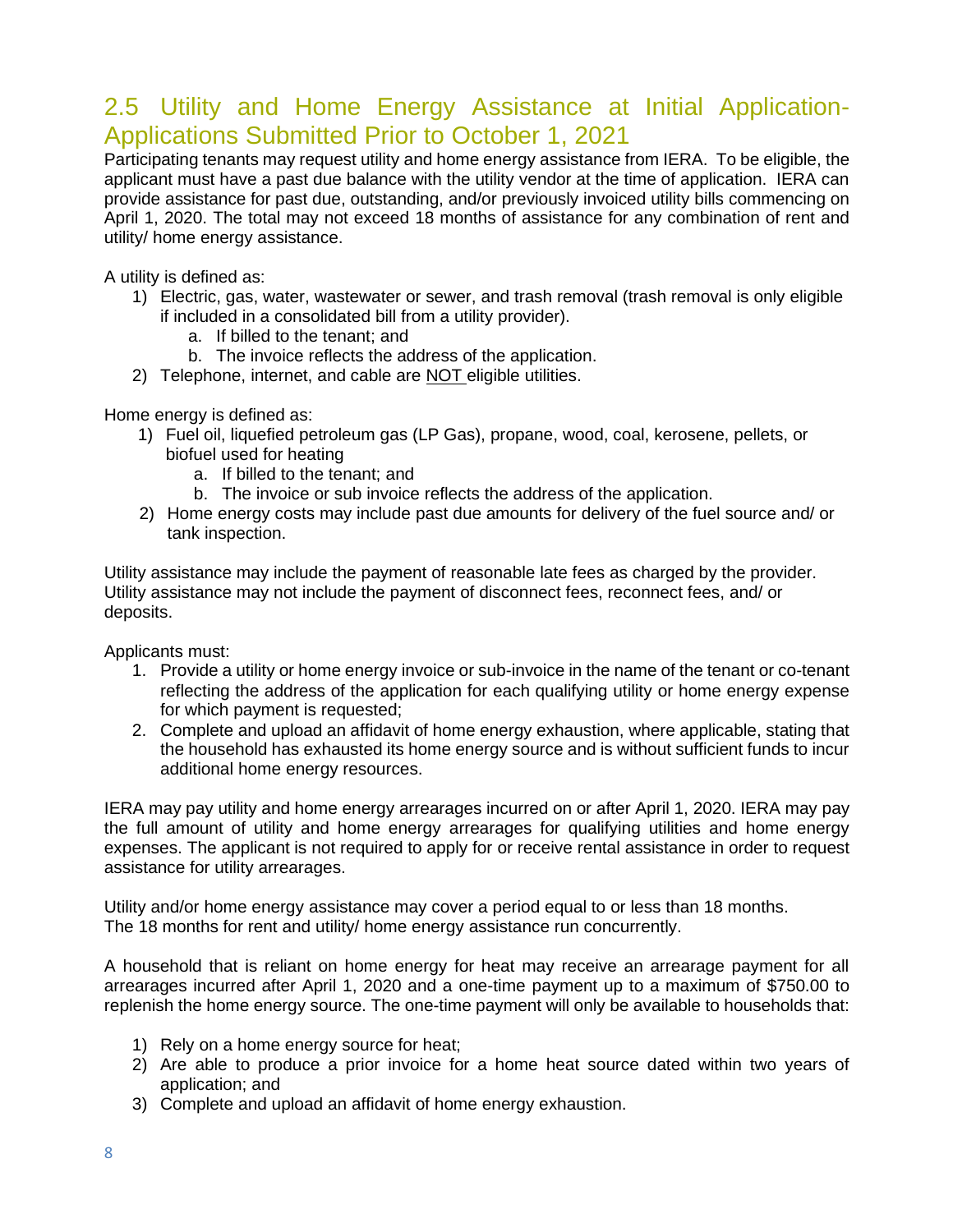## 2.5 Utility and Home Energy Assistance at Initial Application-Applications Submitted Prior to October 1, 2021

Participating tenants may request utility and home energy assistance from IERA. To be eligible, the applicant must have a past due balance with the utility vendor at the time of application. IERA can provide assistance for past due, outstanding, and/or previously invoiced utility bills commencing on April 1, 2020. The total may not exceed 18 months of assistance for any combination of rent and utility/ home energy assistance.

A utility is defined as:

1) Electric, gas, water, wastewater or sewer, and trash removal (trash removal is only eligible if included in a consolidated bill from a utility provider).
    a. If billed to the tenant; and
    b. The invoice reflects the address of the application.
2) Telephone, internet, and cable are <u>NOT</u> eligible utilities.

Home energy is defined as:

1) Fuel oil, liquefied petroleum gas (LP Gas), propane, wood, coal, kerosene, pellets, or biofuel used for heating
    a. If billed to the tenant; and
    b. The invoice or sub invoice reflects the address of the application.
2) Home energy costs may include past due amounts for delivery of the fuel source and/ or tank inspection.

Utility assistance may include the payment of reasonable late fees as charged by the provider. Utility assistance may not include the payment of disconnect fees, reconnect fees, and/ or deposits.

Applicants must:

1. Provide a utility or home energy invoice or sub-invoice in the name of the tenant or co-tenant reflecting the address of the application for each qualifying utility or home energy expense for which payment is requested;
2. Complete and upload an affidavit of home energy exhaustion, where applicable, stating that the household has exhausted its home energy source and is without sufficient funds to incur additional home energy resources.

IERA may pay utility and home energy arrearages incurred on or after April 1, 2020. IERA may pay the full amount of utility and home energy arrearages for qualifying utilities and home energy expenses. The applicant is not required to apply for or receive rental assistance in order to request assistance for utility arrearages.

Utility and/or home energy assistance may cover a period equal to or less than 18 months. The 18 months for rent and utility/ home energy assistance run concurrently.

A household that is reliant on home energy for heat may receive an arrearage payment for all arrearages incurred after April 1, 2020 and a one-time payment up to a maximum of $750.00 to replenish the home energy source. The one-time payment will only be available to households that:

1) Rely on a home energy source for heat;
2) Are able to produce a prior invoice for a home heat source dated within two years of application; and
3) Complete and upload an affidavit of home energy exhaustion.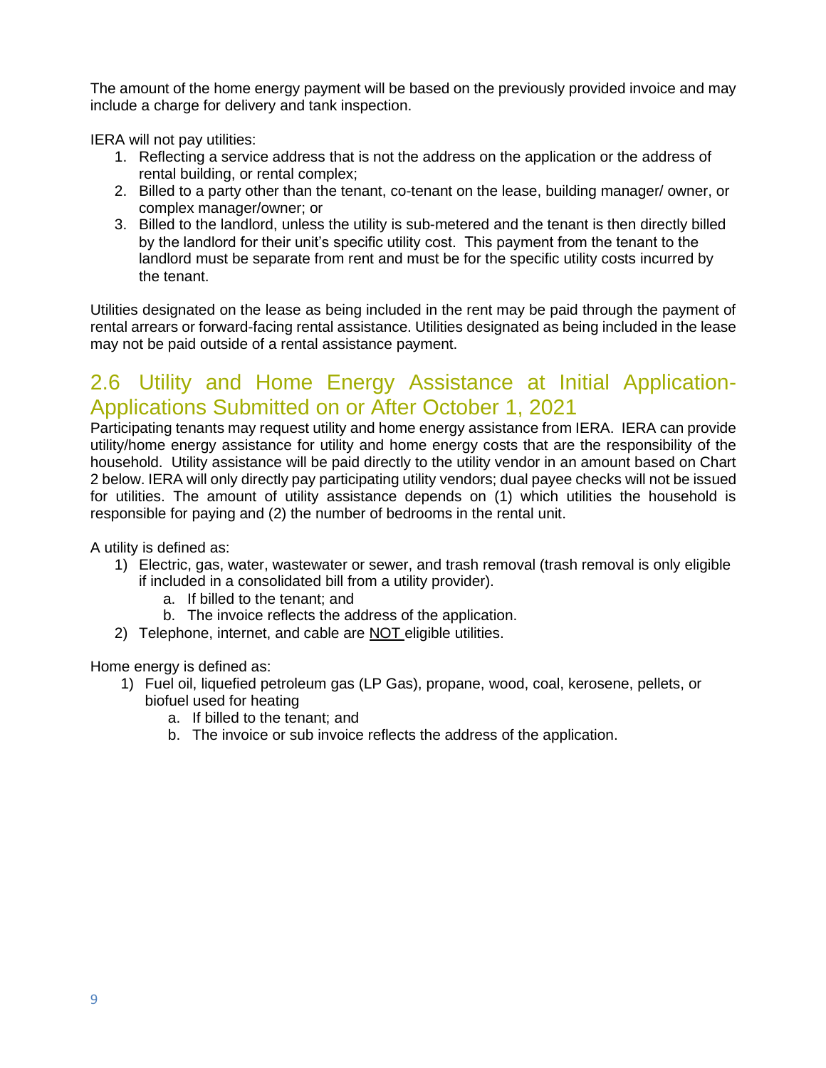The amount of the home energy payment will be based on the previously provided invoice and may include a charge for delivery and tank inspection.

IERA will not pay utilities:

1. Reflecting a service address that is not the address on the application or the address of rental building, or rental complex;
2. Billed to a party other than the tenant, co-tenant on the lease, building manager/ owner, or complex manager/owner; or
3. Billed to the landlord, unless the utility is sub-metered and the tenant is then directly billed by the landlord for their unit's specific utility cost. This payment from the tenant to the landlord must be separate from rent and must be for the specific utility costs incurred by the tenant.

Utilities designated on the lease as being included in the rent may be paid through the payment of rental arrears or forward-facing rental assistance. Utilities designated as being included in the lease may not be paid outside of a rental assistance payment.

## 2.6 Utility and Home Energy Assistance at Initial Application-Applications Submitted on or After October 1, 2021

Participating tenants may request utility and home energy assistance from IERA. IERA can provide utility/home energy assistance for utility and home energy costs that are the responsibility of the household. Utility assistance will be paid directly to the utility vendor in an amount based on Chart 2 below. IERA will only directly pay participating utility vendors; dual payee checks will not be issued for utilities. The amount of utility assistance depends on (1) which utilities the household is responsible for paying and (2) the number of bedrooms in the rental unit.

A utility is defined as:

1) Electric, gas, water, wastewater or sewer, and trash removal (trash removal is only eligible if included in a consolidated bill from a utility provider).
    a. If billed to the tenant; and
    b. The invoice reflects the address of the application.
2) Telephone, internet, and cable are <u>NOT</u> eligible utilities.

Home energy is defined as:

1) Fuel oil, liquefied petroleum gas (LP Gas), propane, wood, coal, kerosene, pellets, or biofuel used for heating
    a. If billed to the tenant; and
    b. The invoice or sub invoice reflects the address of the application.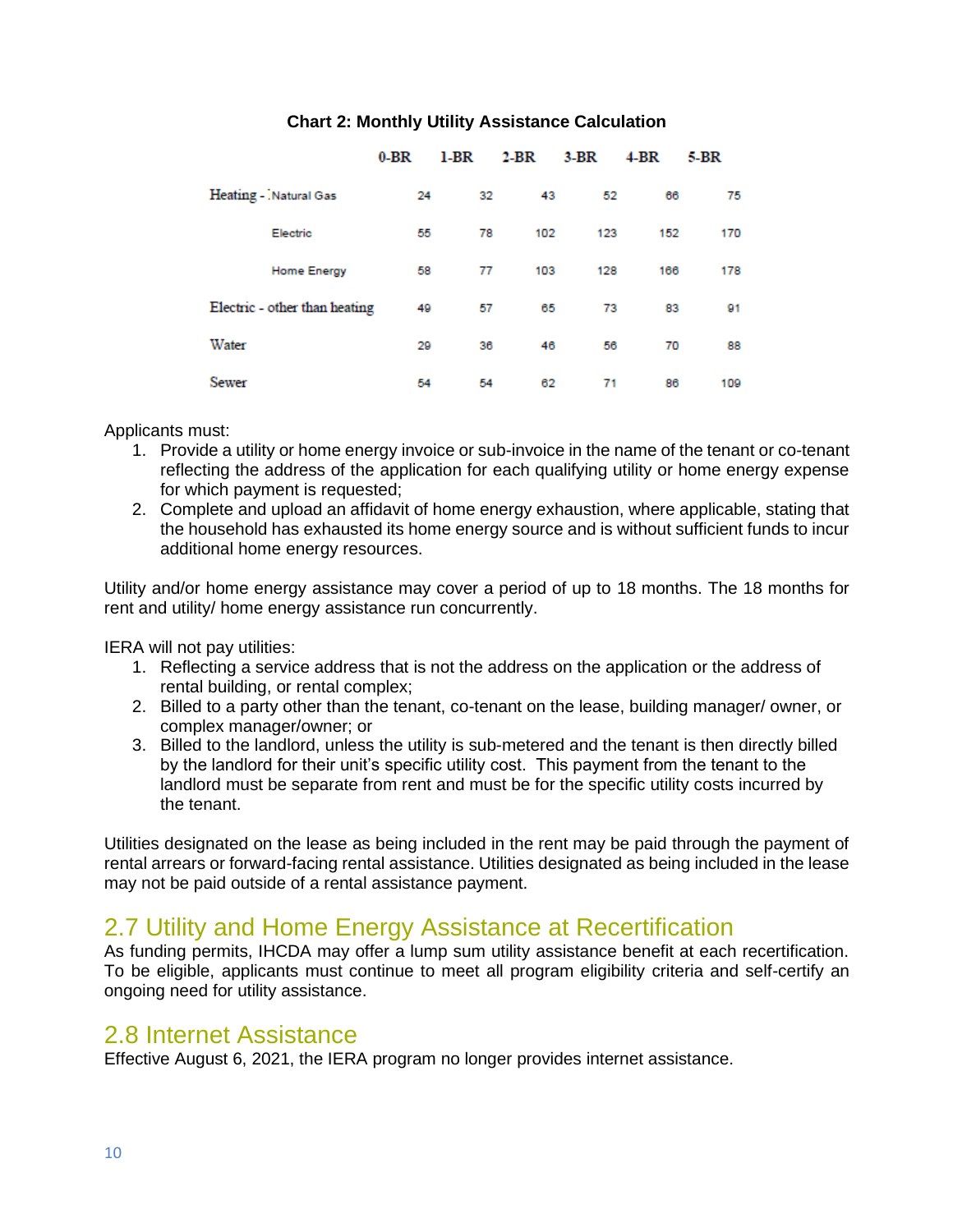**Chart 2: Monthly Utility Assistance Calculation**

| | 0-BR | 1-BR | 2-BR | 3-BR | 4-BR | 5-BR |
|---|---|---|---|---|---|---|
| Heating - Natural Gas | 24 | 32 | 43 | 52 | 66 | 75 |
| Electric | 55 | 78 | 102 | 123 | 152 | 170 |
| Home Energy | 58 | 77 | 103 | 128 | 166 | 178 |
| Electric - other than heating | 49 | 57 | 65 | 73 | 83 | 91 |
| Water | 29 | 36 | 46 | 56 | 70 | 88 |
| Sewer | 54 | 54 | 62 | 71 | 86 | 109 |

Applicants must:

1. Provide a utility or home energy invoice or sub-invoice in the name of the tenant or co-tenant reflecting the address of the application for each qualifying utility or home energy expense for which payment is requested;
2. Complete and upload an affidavit of home energy exhaustion, where applicable, stating that the household has exhausted its home energy source and is without sufficient funds to incur additional home energy resources.

Utility and/or home energy assistance may cover a period of up to 18 months. The 18 months for rent and utility/ home energy assistance run concurrently.

IERA will not pay utilities:

1. Reflecting a service address that is not the address on the application or the address of rental building, or rental complex;
2. Billed to a party other than the tenant, co-tenant on the lease, building manager/ owner, or complex manager/owner; or
3. Billed to the landlord, unless the utility is sub-metered and the tenant is then directly billed by the landlord for their unit's specific utility cost. This payment from the tenant to the landlord must be separate from rent and must be for the specific utility costs incurred by the tenant.

Utilities designated on the lease as being included in the rent may be paid through the payment of rental arrears or forward-facing rental assistance. Utilities designated as being included in the lease may not be paid outside of a rental assistance payment.

## 2.7 Utility and Home Energy Assistance at Recertification

As funding permits, IHCDA may offer a lump sum utility assistance benefit at each recertification. To be eligible, applicants must continue to meet all program eligibility criteria and self-certify an ongoing need for utility assistance.

## 2.8 Internet Assistance

Effective August 6, 2021, the IERA program no longer provides internet assistance.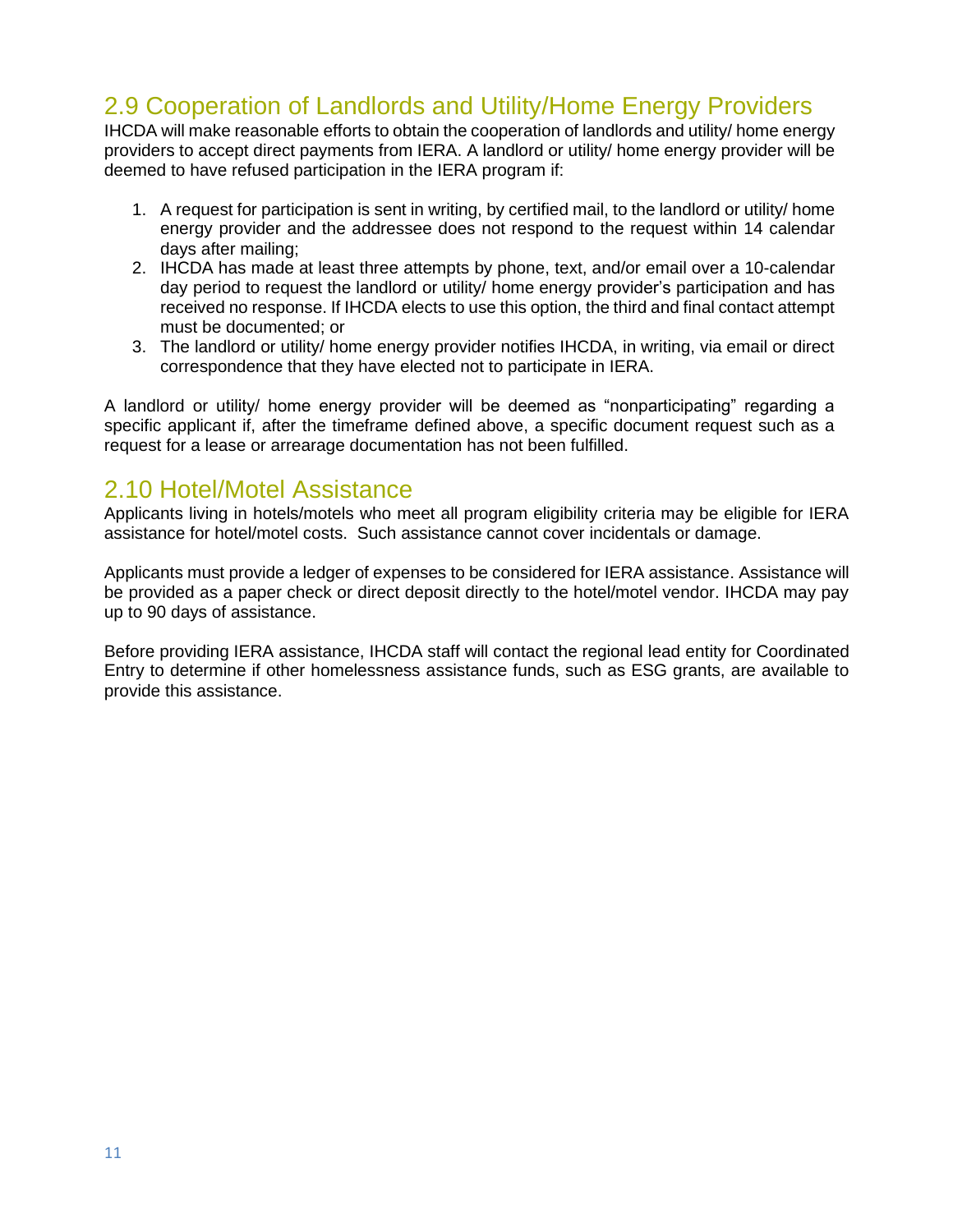## 2.9 Cooperation of Landlords and Utility/Home Energy Providers

IHCDA will make reasonable efforts to obtain the cooperation of landlords and utility/ home energy providers to accept direct payments from IERA. A landlord or utility/ home energy provider will be deemed to have refused participation in the IERA program if:

1. A request for participation is sent in writing, by certified mail, to the landlord or utility/ home energy provider and the addressee does not respond to the request within 14 calendar days after mailing;
2. IHCDA has made at least three attempts by phone, text, and/or email over a 10-calendar day period to request the landlord or utility/ home energy provider's participation and has received no response. If IHCDA elects to use this option, the third and final contact attempt must be documented; or
3. The landlord or utility/ home energy provider notifies IHCDA, in writing, via email or direct correspondence that they have elected not to participate in IERA.

A landlord or utility/ home energy provider will be deemed as "nonparticipating" regarding a specific applicant if, after the timeframe defined above, a specific document request such as a request for a lease or arrearage documentation has not been fulfilled.

## 2.10 Hotel/Motel Assistance

Applicants living in hotels/motels who meet all program eligibility criteria may be eligible for IERA assistance for hotel/motel costs. Such assistance cannot cover incidentals or damage.

Applicants must provide a ledger of expenses to be considered for IERA assistance. Assistance will be provided as a paper check or direct deposit directly to the hotel/motel vendor. IHCDA may pay up to 90 days of assistance.

Before providing IERA assistance, IHCDA staff will contact the regional lead entity for Coordinated Entry to determine if other homelessness assistance funds, such as ESG grants, are available to provide this assistance.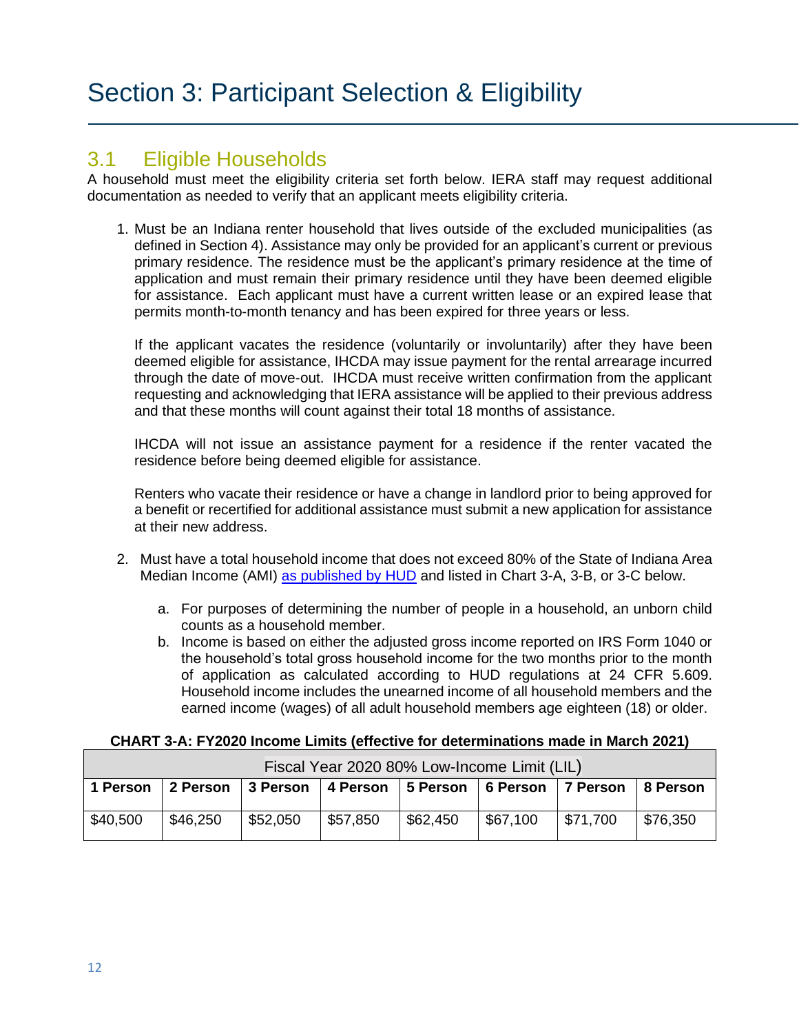# Section 3: Participant Selection & Eligibility

## 3.1 Eligible Households

A household must meet the eligibility criteria set forth below. IERA staff may request additional documentation as needed to verify that an applicant meets eligibility criteria.

1. Must be an Indiana renter household that lives outside of the excluded municipalities (as defined in Section 4). Assistance may only be provided for an applicant's current or previous primary residence. The residence must be the applicant's primary residence at the time of application and must remain their primary residence until they have been deemed eligible for assistance. Each applicant must have a current written lease or an expired lease that permits month-to-month tenancy and has been expired for three years or less.

   If the applicant vacates the residence (voluntarily or involuntarily) after they have been deemed eligible for assistance, IHCDA may issue payment for the rental arrearage incurred through the date of move-out. IHCDA must receive written confirmation from the applicant requesting and acknowledging that IERA assistance will be applied to their previous address and that these months will count against their total 18 months of assistance.

   IHCDA will not issue an assistance payment for a residence if the renter vacated the residence before being deemed eligible for assistance.

   Renters who vacate their residence or have a change in landlord prior to being approved for a benefit or recertified for additional assistance must submit a new application for assistance at their new address.

2. Must have a total household income that does not exceed 80% of the State of Indiana Area Median Income (AMI) [as published by HUD]() and listed in Chart 3-A, 3-B, or 3-C below.

   a. For purposes of determining the number of people in a household, an unborn child counts as a household member.
   b. Income is based on either the adjusted gross income reported on IRS Form 1040 or the household's total gross household income for the two months prior to the month of application as calculated according to HUD regulations at 24 CFR 5.609. Household income includes the unearned income of all household members and the earned income (wages) of all adult household members age eighteen (18) or older.

**CHART 3-A: FY2020 Income Limits (effective for determinations made in March 2021)**

| Fiscal Year 2020 80% Low-Income Limit (LIL) | | | | | | | |
|---|---|---|---|---|---|---|---|
| **1 Person** | **2 Person** | **3 Person** | **4 Person** | **5 Person** | **6 Person** | **7 Person** | **8 Person** |
| $40,500 | $46,250 | $52,050 | $57,850 | $62,450 | $67,100 | $71,700 | $76,350 |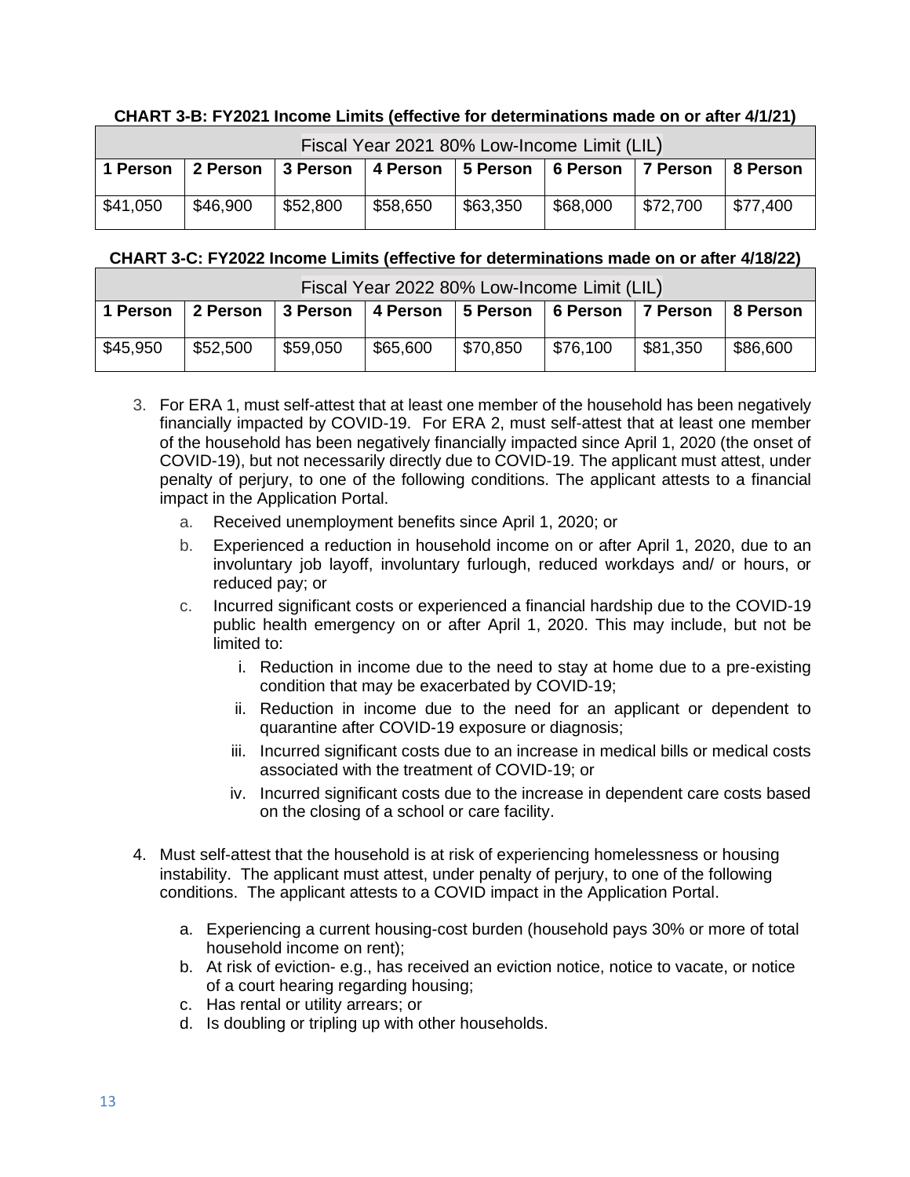**CHART 3-B: FY2021 Income Limits (effective for determinations made on or after 4/1/21)**

| Fiscal Year 2021 80% Low-Income Limit (LIL) | | | | | | | |
|---|---|---|---|---|---|---|---|
| **1 Person** | **2 Person** | **3 Person** | **4 Person** | **5 Person** | **6 Person** | **7 Person** | **8 Person** |
| $41,050 | $46,900 | $52,800 | $58,650 | $63,350 | $68,000 | $72,700 | $77,400 |

**CHART 3-C: FY2022 Income Limits (effective for determinations made on or after 4/18/22)**

| Fiscal Year 2022 80% Low-Income Limit (LIL) | | | | | | | |
|---|---|---|---|---|---|---|---|
| **1 Person** | **2 Person** | **3 Person** | **4 Person** | **5 Person** | **6 Person** | **7 Person** | **8 Person** |
| $45,950 | $52,500 | $59,050 | $65,600 | $70,850 | $76,100 | $81,350 | $86,600 |

3. For ERA 1, must self-attest that at least one member of the household has been negatively financially impacted by COVID-19. For ERA 2, must self-attest that at least one member of the household has been negatively financially impacted since April 1, 2020 (the onset of COVID-19), but not necessarily directly due to COVID-19. The applicant must attest, under penalty of perjury, to one of the following conditions. The applicant attests to a financial impact in the Application Portal.
   a. Received unemployment benefits since April 1, 2020; or
   b. Experienced a reduction in household income on or after April 1, 2020, due to an involuntary job layoff, involuntary furlough, reduced workdays and/ or hours, or reduced pay; or
   c. Incurred significant costs or experienced a financial hardship due to the COVID-19 public health emergency on or after April 1, 2020. This may include, but not be limited to:
      i. Reduction in income due to the need to stay at home due to a pre-existing condition that may be exacerbated by COVID-19;
      ii. Reduction in income due to the need for an applicant or dependent to quarantine after COVID-19 exposure or diagnosis;
      iii. Incurred significant costs due to an increase in medical bills or medical costs associated with the treatment of COVID-19; or
      iv. Incurred significant costs due to the increase in dependent care costs based on the closing of a school or care facility.

4. Must self-attest that the household is at risk of experiencing homelessness or housing instability. The applicant must attest, under penalty of perjury, to one of the following conditions. The applicant attests to a COVID impact in the Application Portal.
   a. Experiencing a current housing-cost burden (household pays 30% or more of total household income on rent);
   b. At risk of eviction- e.g., has received an eviction notice, notice to vacate, or notice of a court hearing regarding housing;
   c. Has rental or utility arrears; or
   d. Is doubling or tripling up with other households.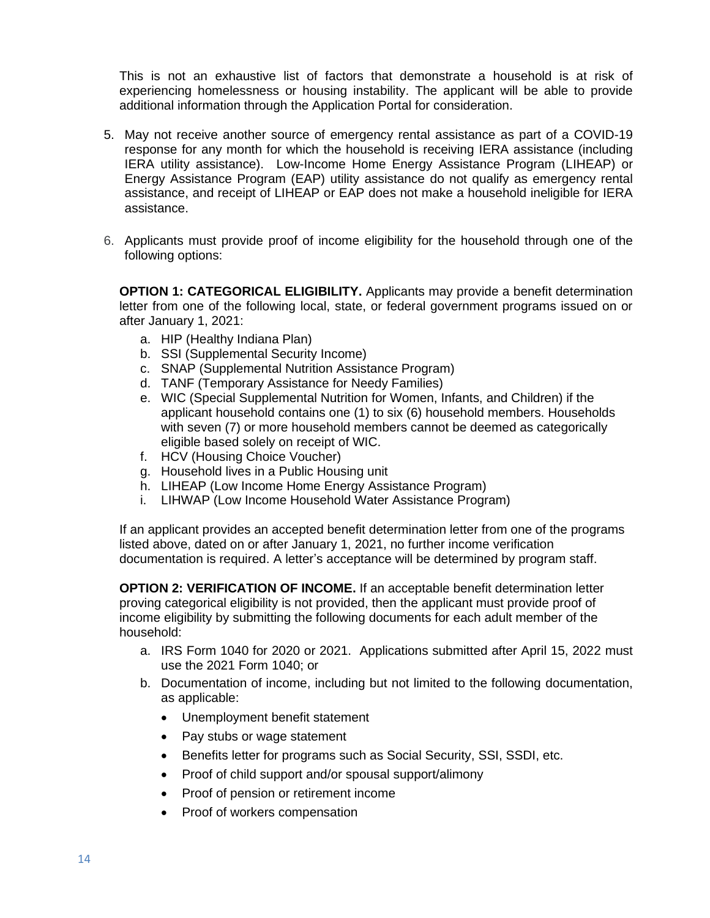This is not an exhaustive list of factors that demonstrate a household is at risk of experiencing homelessness or housing instability. The applicant will be able to provide additional information through the Application Portal for consideration.

5. May not receive another source of emergency rental assistance as part of a COVID-19 response for any month for which the household is receiving IERA assistance (including IERA utility assistance). Low-Income Home Energy Assistance Program (LIHEAP) or Energy Assistance Program (EAP) utility assistance do not qualify as emergency rental assistance, and receipt of LIHEAP or EAP does not make a household ineligible for IERA assistance.

6. Applicants must provide proof of income eligibility for the household through one of the following options:

**OPTION 1: CATEGORICAL ELIGIBILITY.** Applicants may provide a benefit determination letter from one of the following local, state, or federal government programs issued on or after January 1, 2021:

a. HIP (Healthy Indiana Plan)
b. SSI (Supplemental Security Income)
c. SNAP (Supplemental Nutrition Assistance Program)
d. TANF (Temporary Assistance for Needy Families)
e. WIC (Special Supplemental Nutrition for Women, Infants, and Children) if the applicant household contains one (1) to six (6) household members. Households with seven (7) or more household members cannot be deemed as categorically eligible based solely on receipt of WIC.
f. HCV (Housing Choice Voucher)
g. Household lives in a Public Housing unit
h. LIHEAP (Low Income Home Energy Assistance Program)
i. LIHWAP (Low Income Household Water Assistance Program)

If an applicant provides an accepted benefit determination letter from one of the programs listed above, dated on or after January 1, 2021, no further income verification documentation is required. A letter's acceptance will be determined by program staff.

**OPTION 2: VERIFICATION OF INCOME.** If an acceptable benefit determination letter proving categorical eligibility is not provided, then the applicant must provide proof of income eligibility by submitting the following documents for each adult member of the household:

a. IRS Form 1040 for 2020 or 2021. Applications submitted after April 15, 2022 must use the 2021 Form 1040; or
b. Documentation of income, including but not limited to the following documentation, as applicable:
   - Unemployment benefit statement
   - Pay stubs or wage statement
   - Benefits letter for programs such as Social Security, SSI, SSDI, etc.
   - Proof of child support and/or spousal support/alimony
   - Proof of pension or retirement income
   - Proof of workers compensation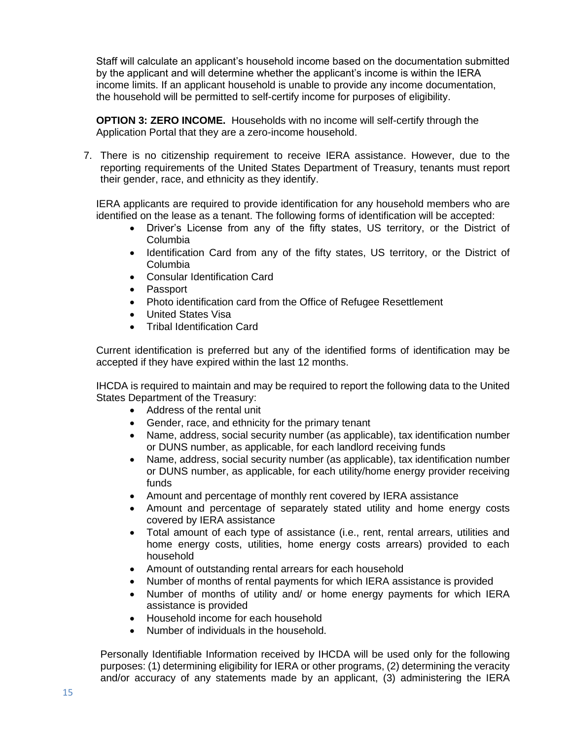Staff will calculate an applicant's household income based on the documentation submitted by the applicant and will determine whether the applicant's income is within the IERA income limits. If an applicant household is unable to provide any income documentation, the household will be permitted to self-certify income for purposes of eligibility.

**OPTION 3: ZERO INCOME.** Households with no income will self-certify through the Application Portal that they are a zero-income household.

7. There is no citizenship requirement to receive IERA assistance. However, due to the reporting requirements of the United States Department of Treasury, tenants must report their gender, race, and ethnicity as they identify.

IERA applicants are required to provide identification for any household members who are identified on the lease as a tenant. The following forms of identification will be accepted:

- Driver's License from any of the fifty states, US territory, or the District of Columbia
- Identification Card from any of the fifty states, US territory, or the District of Columbia
- Consular Identification Card
- Passport
- Photo identification card from the Office of Refugee Resettlement
- United States Visa
- Tribal Identification Card

Current identification is preferred but any of the identified forms of identification may be accepted if they have expired within the last 12 months.

IHCDA is required to maintain and may be required to report the following data to the United States Department of the Treasury:

- Address of the rental unit
- Gender, race, and ethnicity for the primary tenant
- Name, address, social security number (as applicable), tax identification number or DUNS number, as applicable, for each landlord receiving funds
- Name, address, social security number (as applicable), tax identification number or DUNS number, as applicable, for each utility/home energy provider receiving funds
- Amount and percentage of monthly rent covered by IERA assistance
- Amount and percentage of separately stated utility and home energy costs covered by IERA assistance
- Total amount of each type of assistance (i.e., rent, rental arrears, utilities and home energy costs, utilities, home energy costs arrears) provided to each household
- Amount of outstanding rental arrears for each household
- Number of months of rental payments for which IERA assistance is provided
- Number of months of utility and/ or home energy payments for which IERA assistance is provided
- Household income for each household
- Number of individuals in the household.

Personally Identifiable Information received by IHCDA will be used only for the following purposes: (1) determining eligibility for IERA or other programs, (2) determining the veracity and/or accuracy of any statements made by an applicant, (3) administering the IERA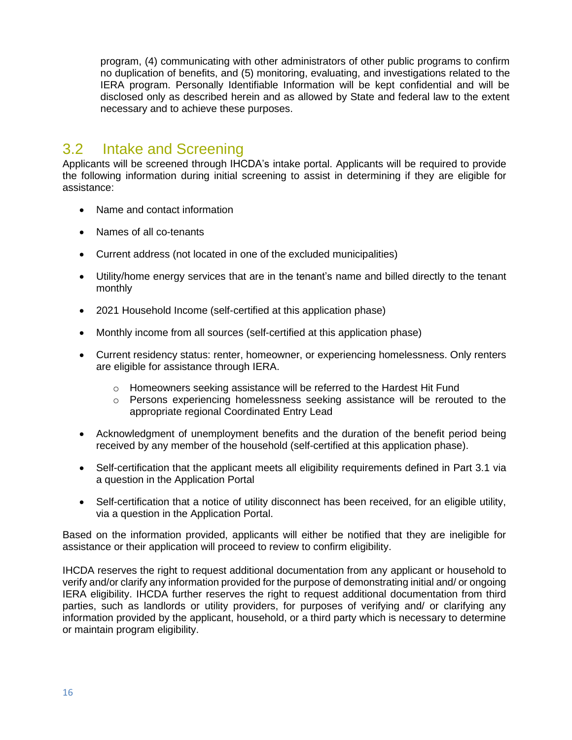program, (4) communicating with other administrators of other public programs to confirm no duplication of benefits, and (5) monitoring, evaluating, and investigations related to the IERA program. Personally Identifiable Information will be kept confidential and will be disclosed only as described herein and as allowed by State and federal law to the extent necessary and to achieve these purposes.

## 3.2 Intake and Screening

Applicants will be screened through IHCDA's intake portal. Applicants will be required to provide the following information during initial screening to assist in determining if they are eligible for assistance:

- Name and contact information
- Names of all co-tenants
- Current address (not located in one of the excluded municipalities)
- Utility/home energy services that are in the tenant's name and billed directly to the tenant monthly
- 2021 Household Income (self-certified at this application phase)
- Monthly income from all sources (self-certified at this application phase)
- Current residency status: renter, homeowner, or experiencing homelessness. Only renters are eligible for assistance through IERA.
  - Homeowners seeking assistance will be referred to the Hardest Hit Fund
  - Persons experiencing homelessness seeking assistance will be rerouted to the appropriate regional Coordinated Entry Lead
- Acknowledgment of unemployment benefits and the duration of the benefit period being received by any member of the household (self-certified at this application phase).
- Self-certification that the applicant meets all eligibility requirements defined in Part 3.1 via a question in the Application Portal
- Self-certification that a notice of utility disconnect has been received, for an eligible utility, via a question in the Application Portal.

Based on the information provided, applicants will either be notified that they are ineligible for assistance or their application will proceed to review to confirm eligibility.

IHCDA reserves the right to request additional documentation from any applicant or household to verify and/or clarify any information provided for the purpose of demonstrating initial and/ or ongoing IERA eligibility. IHCDA further reserves the right to request additional documentation from third parties, such as landlords or utility providers, for purposes of verifying and/ or clarifying any information provided by the applicant, household, or a third party which is necessary to determine or maintain program eligibility.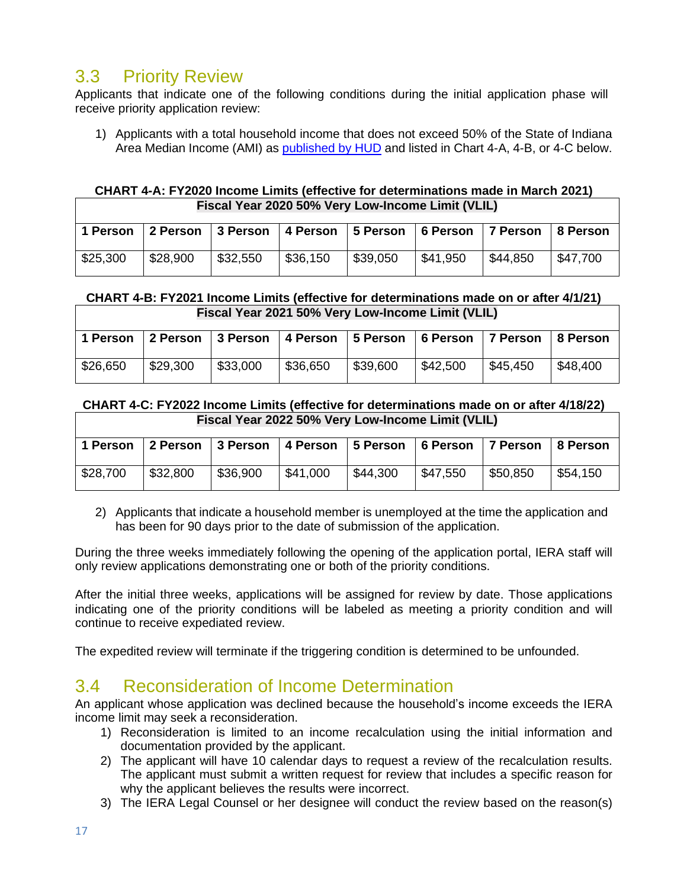## 3.3 Priority Review

Applicants that indicate one of the following conditions during the initial application phase will receive priority application review:

1) Applicants with a total household income that does not exceed 50% of the State of Indiana Area Median Income (AMI) as published by HUD and listed in Chart 4-A, 4-B, or 4-C below.

**CHART 4-A: FY2020 Income Limits (effective for determinations made in March 2021)**

| Fiscal Year 2020 50% Very Low-Income Limit (VLIL) | | | | | | | |
|---|---|---|---|---|---|---|---|
| **1 Person** | **2 Person** | **3 Person** | **4 Person** | **5 Person** | **6 Person** | **7 Person** | **8 Person** |
| $25,300 | $28,900 | $32,550 | $36,150 | $39,050 | $41,950 | $44,850 | $47,700 |

**CHART 4-B: FY2021 Income Limits (effective for determinations made on or after 4/1/21)**

| Fiscal Year 2021 50% Very Low-Income Limit (VLIL) | | | | | | | |
|---|---|---|---|---|---|---|---|
| **1 Person** | **2 Person** | **3 Person** | **4 Person** | **5 Person** | **6 Person** | **7 Person** | **8 Person** |
| $26,650 | $29,300 | $33,000 | $36,650 | $39,600 | $42,500 | $45,450 | $48,400 |

**CHART 4-C: FY2022 Income Limits (effective for determinations made on or after 4/18/22)**

| Fiscal Year 2022 50% Very Low-Income Limit (VLIL) | | | | | | | |
|---|---|---|---|---|---|---|---|
| **1 Person** | **2 Person** | **3 Person** | **4 Person** | **5 Person** | **6 Person** | **7 Person** | **8 Person** |
| $28,700 | $32,800 | $36,900 | $41,000 | $44,300 | $47,550 | $50,850 | $54,150 |

2) Applicants that indicate a household member is unemployed at the time the application and has been for 90 days prior to the date of submission of the application.

During the three weeks immediately following the opening of the application portal, IERA staff will only review applications demonstrating one or both of the priority conditions.

After the initial three weeks, applications will be assigned for review by date. Those applications indicating one of the priority conditions will be labeled as meeting a priority condition and will continue to receive expediated review.

The expedited review will terminate if the triggering condition is determined to be unfounded.

## 3.4 Reconsideration of Income Determination

An applicant whose application was declined because the household's income exceeds the IERA income limit may seek a reconsideration.

1) Reconsideration is limited to an income recalculation using the initial information and documentation provided by the applicant.
2) The applicant will have 10 calendar days to request a review of the recalculation results. The applicant must submit a written request for review that includes a specific reason for why the applicant believes the results were incorrect.
3) The IERA Legal Counsel or her designee will conduct the review based on the reason(s)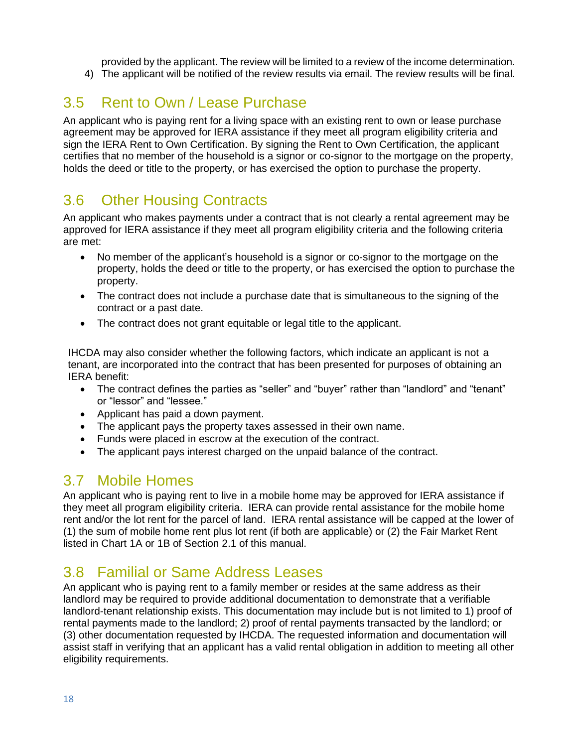provided by the applicant. The review will be limited to a review of the income determination.

4) The applicant will be notified of the review results via email. The review results will be final.

## 3.5 Rent to Own / Lease Purchase

An applicant who is paying rent for a living space with an existing rent to own or lease purchase agreement may be approved for IERA assistance if they meet all program eligibility criteria and sign the IERA Rent to Own Certification. By signing the Rent to Own Certification, the applicant certifies that no member of the household is a signor or co-signor to the mortgage on the property, holds the deed or title to the property, or has exercised the option to purchase the property.

## 3.6 Other Housing Contracts

An applicant who makes payments under a contract that is not clearly a rental agreement may be approved for IERA assistance if they meet all program eligibility criteria and the following criteria are met:

- No member of the applicant's household is a signor or co-signor to the mortgage on the property, holds the deed or title to the property, or has exercised the option to purchase the property.
- The contract does not include a purchase date that is simultaneous to the signing of the contract or a past date.
- The contract does not grant equitable or legal title to the applicant.

IHCDA may also consider whether the following factors, which indicate an applicant is not a tenant, are incorporated into the contract that has been presented for purposes of obtaining an IERA benefit:

- The contract defines the parties as "seller" and "buyer" rather than "landlord" and "tenant" or "lessor" and "lessee."
- Applicant has paid a down payment.
- The applicant pays the property taxes assessed in their own name.
- Funds were placed in escrow at the execution of the contract.
- The applicant pays interest charged on the unpaid balance of the contract.

## 3.7 Mobile Homes

An applicant who is paying rent to live in a mobile home may be approved for IERA assistance if they meet all program eligibility criteria. IERA can provide rental assistance for the mobile home rent and/or the lot rent for the parcel of land. IERA rental assistance will be capped at the lower of (1) the sum of mobile home rent plus lot rent (if both are applicable) or (2) the Fair Market Rent listed in Chart 1A or 1B of Section 2.1 of this manual.

## 3.8 Familial or Same Address Leases

An applicant who is paying rent to a family member or resides at the same address as their landlord may be required to provide additional documentation to demonstrate that a verifiable landlord-tenant relationship exists. This documentation may include but is not limited to 1) proof of rental payments made to the landlord; 2) proof of rental payments transacted by the landlord; or (3) other documentation requested by IHCDA. The requested information and documentation will assist staff in verifying that an applicant has a valid rental obligation in addition to meeting all other eligibility requirements.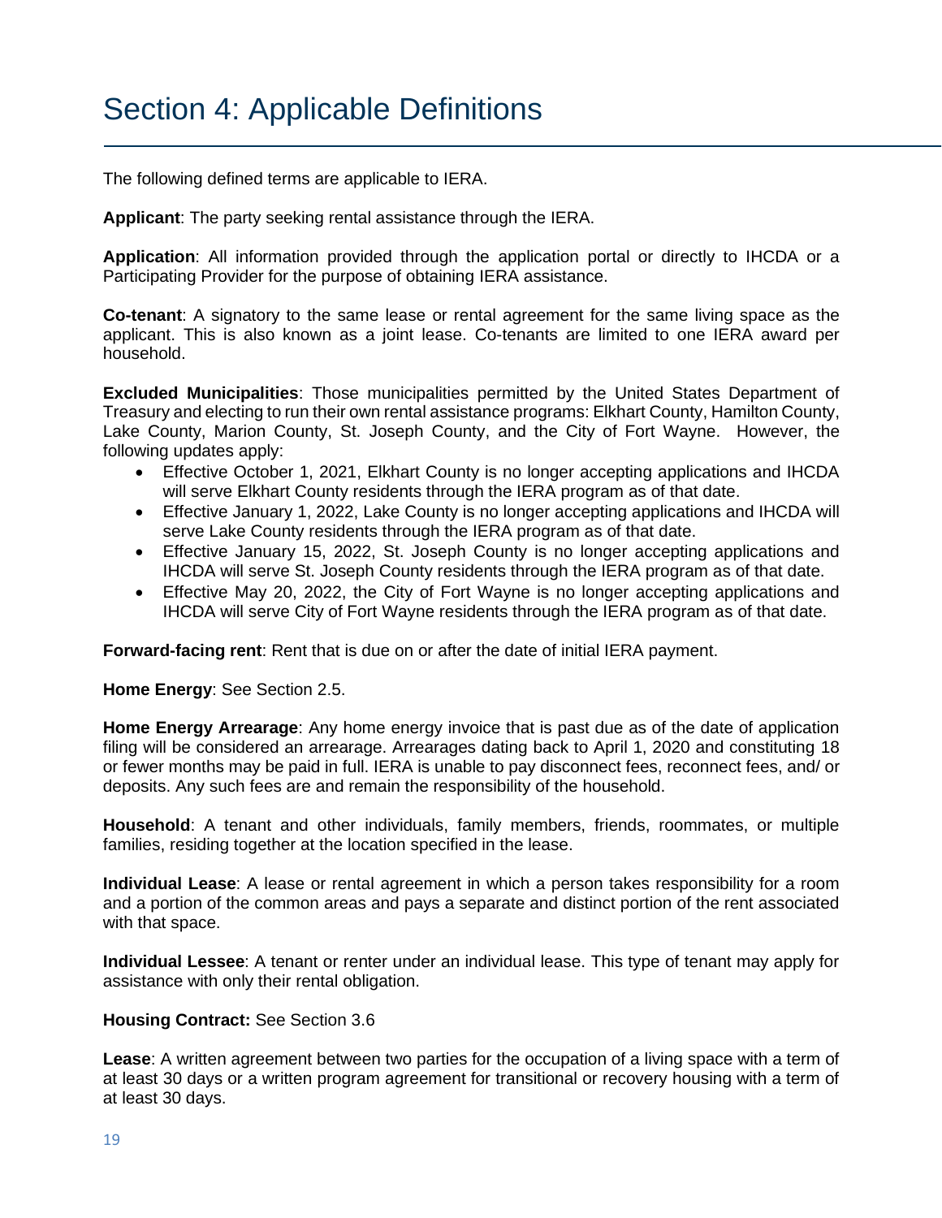# Section 4: Applicable Definitions

The following defined terms are applicable to IERA.

**Applicant**: The party seeking rental assistance through the IERA.

**Application**: All information provided through the application portal or directly to IHCDA or a Participating Provider for the purpose of obtaining IERA assistance.

**Co-tenant**: A signatory to the same lease or rental agreement for the same living space as the applicant. This is also known as a joint lease. Co-tenants are limited to one IERA award per household.

**Excluded Municipalities**: Those municipalities permitted by the United States Department of Treasury and electing to run their own rental assistance programs: Elkhart County, Hamilton County, Lake County, Marion County, St. Joseph County, and the City of Fort Wayne. However, the following updates apply:

- Effective October 1, 2021, Elkhart County is no longer accepting applications and IHCDA will serve Elkhart County residents through the IERA program as of that date.
- Effective January 1, 2022, Lake County is no longer accepting applications and IHCDA will serve Lake County residents through the IERA program as of that date.
- Effective January 15, 2022, St. Joseph County is no longer accepting applications and IHCDA will serve St. Joseph County residents through the IERA program as of that date.
- Effective May 20, 2022, the City of Fort Wayne is no longer accepting applications and IHCDA will serve City of Fort Wayne residents through the IERA program as of that date.

**Forward-facing rent**: Rent that is due on or after the date of initial IERA payment.

**Home Energy**: See Section 2.5.

**Home Energy Arrearage**: Any home energy invoice that is past due as of the date of application filing will be considered an arrearage. Arrearages dating back to April 1, 2020 and constituting 18 or fewer months may be paid in full. IERA is unable to pay disconnect fees, reconnect fees, and/ or deposits. Any such fees are and remain the responsibility of the household.

**Household**: A tenant and other individuals, family members, friends, roommates, or multiple families, residing together at the location specified in the lease.

**Individual Lease**: A lease or rental agreement in which a person takes responsibility for a room and a portion of the common areas and pays a separate and distinct portion of the rent associated with that space.

**Individual Lessee**: A tenant or renter under an individual lease. This type of tenant may apply for assistance with only their rental obligation.

**Housing Contract:** See Section 3.6

**Lease**: A written agreement between two parties for the occupation of a living space with a term of at least 30 days or a written program agreement for transitional or recovery housing with a term of at least 30 days.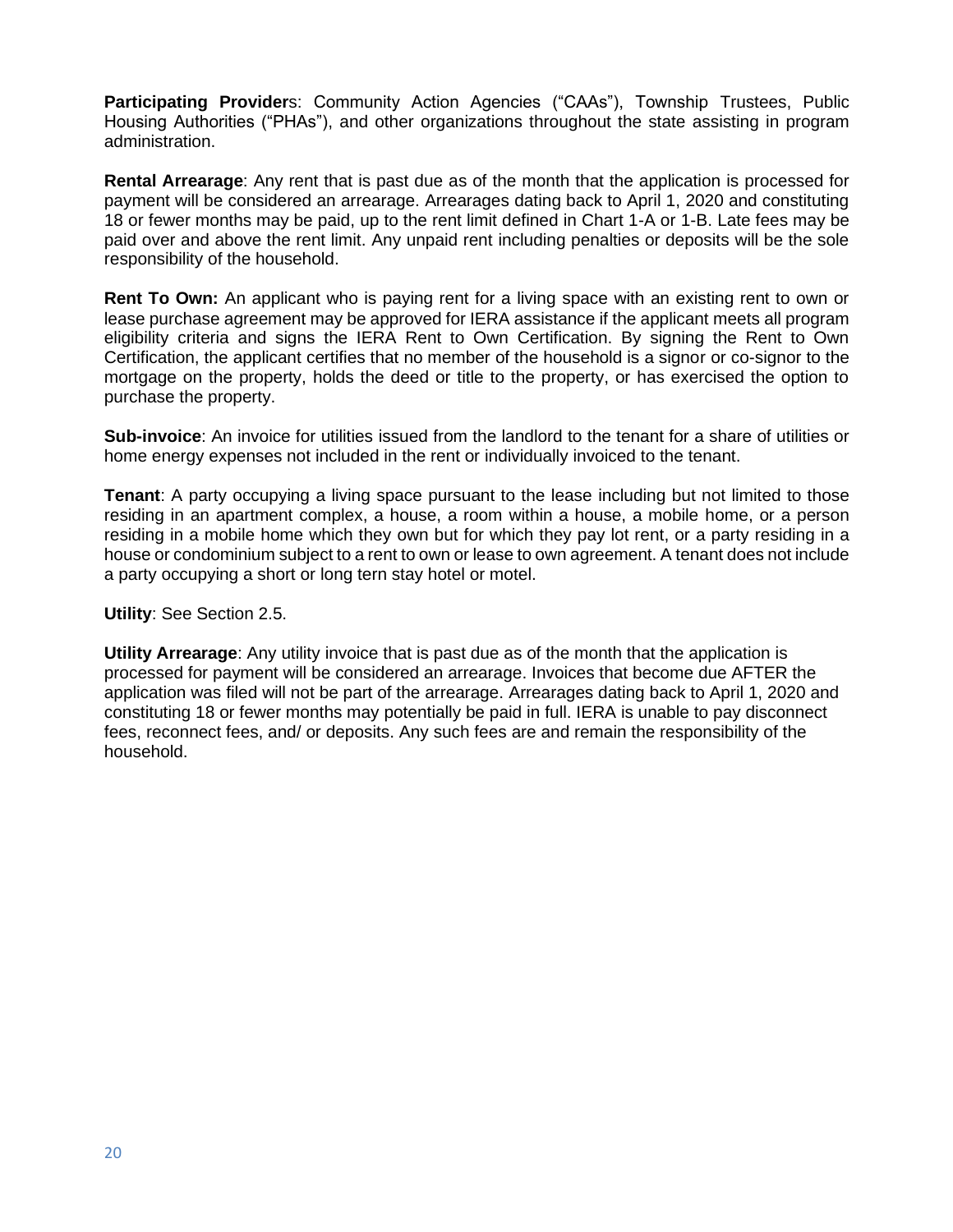**Participating Providers**: Community Action Agencies ("CAAs"), Township Trustees, Public Housing Authorities ("PHAs"), and other organizations throughout the state assisting in program administration.

**Rental Arrearage**: Any rent that is past due as of the month that the application is processed for payment will be considered an arrearage. Arrearages dating back to April 1, 2020 and constituting 18 or fewer months may be paid, up to the rent limit defined in Chart 1-A or 1-B. Late fees may be paid over and above the rent limit. Any unpaid rent including penalties or deposits will be the sole responsibility of the household.

**Rent To Own:** An applicant who is paying rent for a living space with an existing rent to own or lease purchase agreement may be approved for IERA assistance if the applicant meets all program eligibility criteria and signs the IERA Rent to Own Certification. By signing the Rent to Own Certification, the applicant certifies that no member of the household is a signor or co-signor to the mortgage on the property, holds the deed or title to the property, or has exercised the option to purchase the property.

**Sub-invoice**: An invoice for utilities issued from the landlord to the tenant for a share of utilities or home energy expenses not included in the rent or individually invoiced to the tenant.

**Tenant**: A party occupying a living space pursuant to the lease including but not limited to those residing in an apartment complex, a house, a room within a house, a mobile home, or a person residing in a mobile home which they own but for which they pay lot rent, or a party residing in a house or condominium subject to a rent to own or lease to own agreement. A tenant does not include a party occupying a short or long tern stay hotel or motel.

**Utility**: See Section 2.5.

**Utility Arrearage**: Any utility invoice that is past due as of the month that the application is processed for payment will be considered an arrearage. Invoices that become due AFTER the application was filed will not be part of the arrearage. Arrearages dating back to April 1, 2020 and constituting 18 or fewer months may potentially be paid in full. IERA is unable to pay disconnect fees, reconnect fees, and/ or deposits. Any such fees are and remain the responsibility of the household.